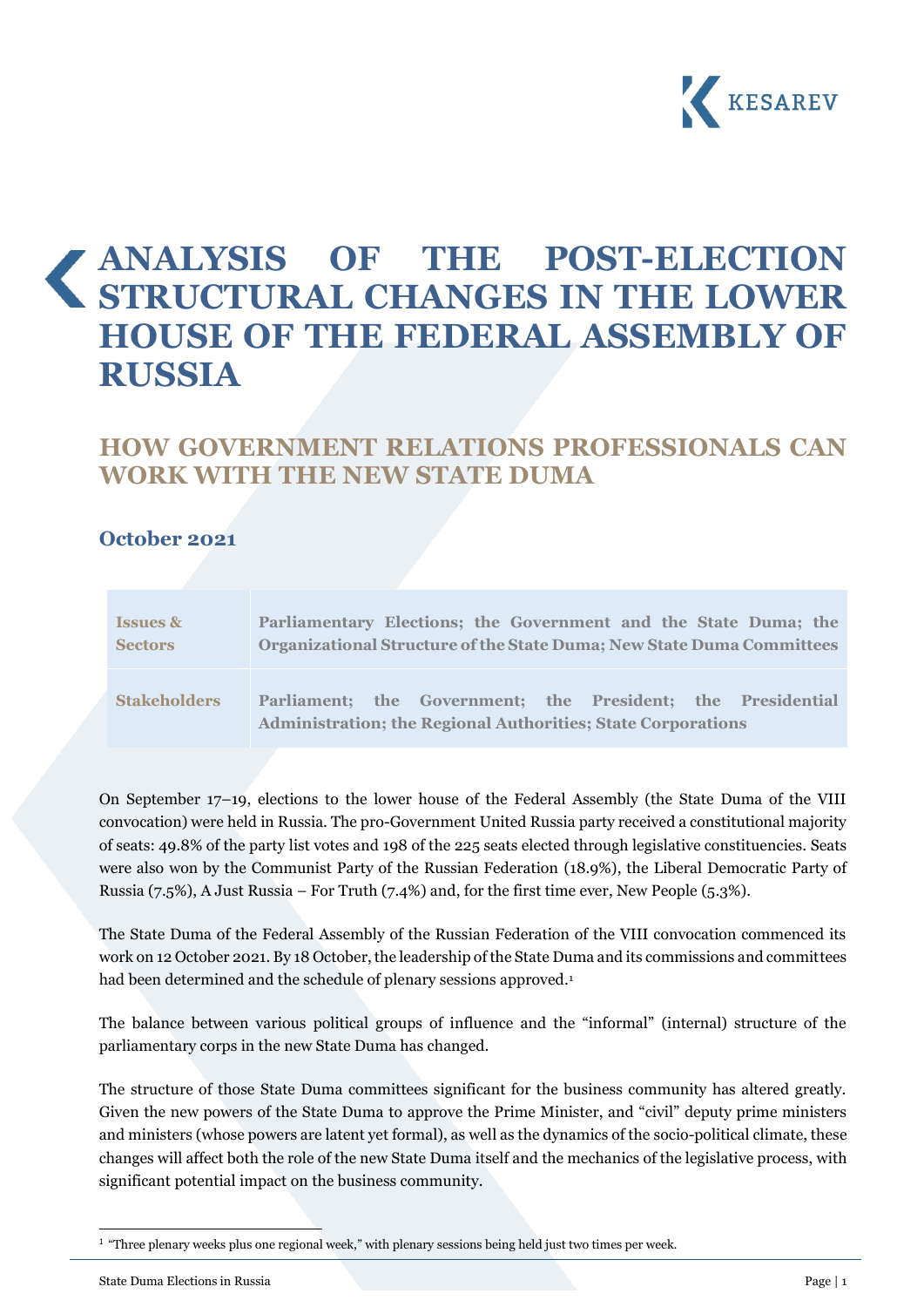# ANALYSIS OF THE POST-ELECTION STRUCTURAL CHANGES IN THE LOWER HOUSE OF THE FEDERAL ASSEMBLY OF RUSSIA

## HOW GOVERNMENT RELATIONS PROFESSIONALS CAN WORK WITH THE NEW STATE DUMA

### October 2021

| | |
|---|---|
| **Issues & Sectors** | **Parliamentary Elections; the Government and the State Duma; the Organizational Structure of the State Duma; New State Duma Committees** |
| **Stakeholders** | **Parliament; the Government; the President; the Presidential Administration; the Regional Authorities; State Corporations** |

On September 17–19, elections to the lower house of the Federal Assembly (the State Duma of the VIII convocation) were held in Russia. The pro-Government United Russia party received a constitutional majority of seats: 49.8% of the party list votes and 198 of the 225 seats elected through legislative constituencies. Seats were also won by the Communist Party of the Russian Federation (18.9%), the Liberal Democratic Party of Russia (7.5%), A Just Russia – For Truth (7.4%) and, for the first time ever, New People (5.3%).

The State Duma of the Federal Assembly of the Russian Federation of the VIII convocation commenced its work on 12 October 2021. By 18 October, the leadership of the State Duma and its commissions and committees had been determined and the schedule of plenary sessions approved.[1]

The balance between various political groups of influence and the "informal" (internal) structure of the parliamentary corps in the new State Duma has changed.

The structure of those State Duma committees significant for the business community has altered greatly. Given the new powers of the State Duma to approve the Prime Minister, and "civil" deputy prime ministers and ministers (whose powers are latent yet formal), as well as the dynamics of the socio-political climate, these changes will affect both the role of the new State Duma itself and the mechanics of the legislative process, with significant potential impact on the business community.

[1] "Three plenary weeks plus one regional week," with plenary sessions being held just two times per week.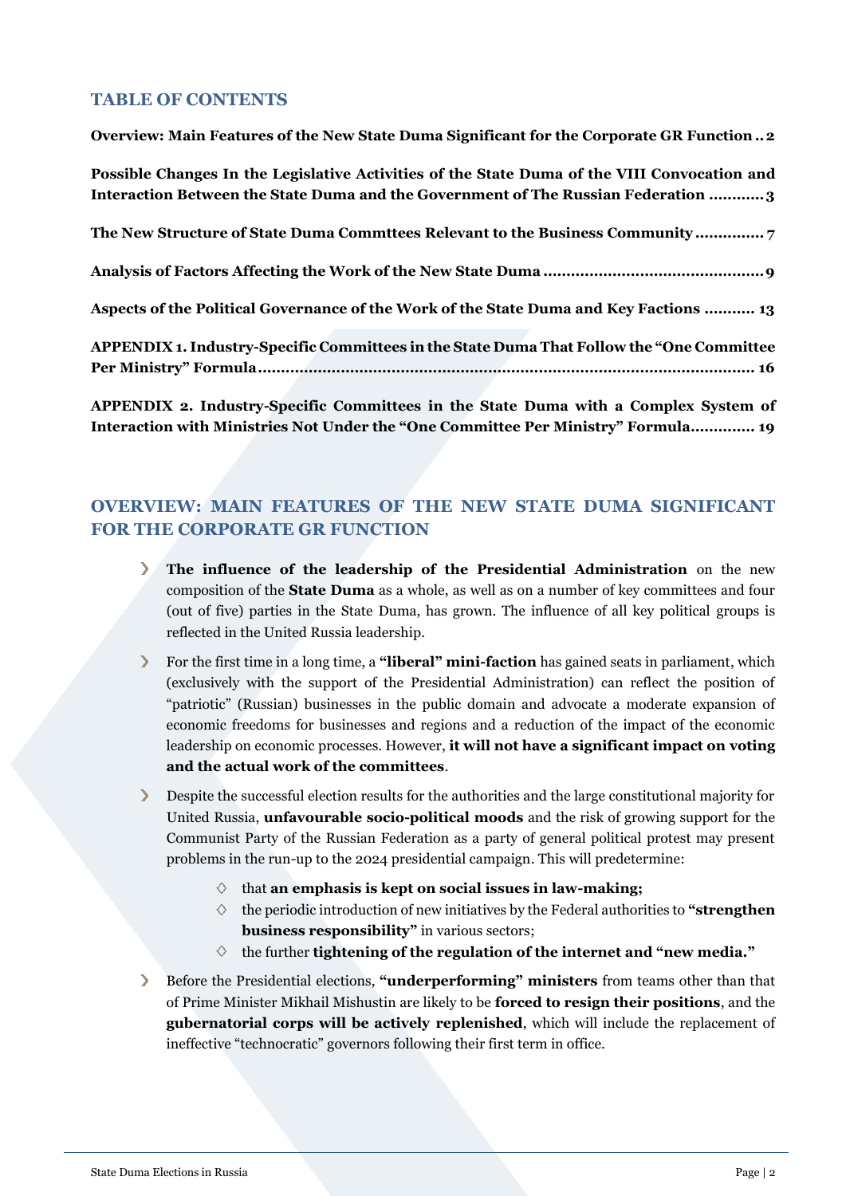## TABLE OF CONTENTS

**Overview: Main Features of the New State Duma Significant for the Corporate GR Function .. 2**

**Possible Changes In the Legislative Activities of the State Duma of the VIII Convocation and Interaction Between the State Duma and the Government of The Russian Federation ............ 3**

**The New Structure of State Duma Commttees Relevant to the Business Community .............. 7**

**Analysis of Factors Affecting the Work of the New State Duma ............................................... 9**

**Aspects of the Political Governance of the Work of the State Duma and Key Factions ........... 13**

**APPENDIX 1. Industry-Specific Committees in the State Duma That Follow the "One Committee Per Ministry" Formula......................................................................................................... 16**

**APPENDIX 2. Industry-Specific Committees in the State Duma with a Complex System of Interaction with Ministries Not Under the "One Committee Per Ministry" Formula............. 19**

## OVERVIEW: MAIN FEATURES OF THE NEW STATE DUMA SIGNIFICANT FOR THE CORPORATE GR FUNCTION

- **The influence of the leadership of the Presidential Administration** on the new composition of the **State Duma** as a whole, as well as on a number of key committees and four (out of five) parties in the State Duma, has grown. The influence of all key political groups is reflected in the United Russia leadership.
- For the first time in a long time, a **"liberal" mini-faction** has gained seats in parliament, which (exclusively with the support of the Presidential Administration) can reflect the position of "patriotic" (Russian) businesses in the public domain and advocate a moderate expansion of economic freedoms for businesses and regions and a reduction of the impact of the economic leadership on economic processes. However, **it will not have a significant impact on voting and the actual work of the committees**.
- Despite the successful election results for the authorities and the large constitutional majority for United Russia, **unfavourable socio-political moods** and the risk of growing support for the Communist Party of the Russian Federation as a party of general political protest may present problems in the run-up to the 2024 presidential campaign. This will predetermine:
    - that **an emphasis is kept on social issues in law-making;**
    - the periodic introduction of new initiatives by the Federal authorities to **"strengthen business responsibility"** in various sectors;
    - the further **tightening of the regulation of the internet and "new media."**
- Before the Presidential elections, **"underperforming" ministers** from teams other than that of Prime Minister Mikhail Mishustin are likely to be **forced to resign their positions**, and the **gubernatorial corps will be actively replenished**, which will include the replacement of ineffective "technocratic" governors following their first term in office.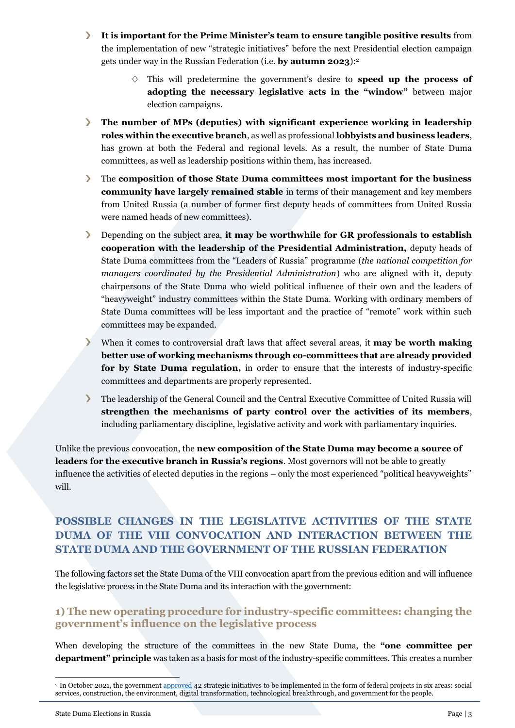- **It is important for the Prime Minister's team to ensure tangible positive results** from the implementation of new "strategic initiatives" before the next Presidential election campaign gets under way in the Russian Federation (i.e. **by autumn 2023**):[2]
    - This will predetermine the government's desire to **speed up the process of adopting the necessary legislative acts in the "window"** between major election campaigns.
- **The number of MPs (deputies) with significant experience working in leadership roles within the executive branch**, as well as professional **lobbyists and business leaders**, has grown at both the Federal and regional levels. As a result, the number of State Duma committees, as well as leadership positions within them, has increased.
- The **composition of those State Duma committees most important for the business community have largely remained stable** in terms of their management and key members from United Russia (a number of former first deputy heads of committees from United Russia were named heads of new committees).
- Depending on the subject area, **it may be worthwhile for GR professionals to establish cooperation with the leadership of the Presidential Administration,** deputy heads of State Duma committees from the "Leaders of Russia" programme (*the national competition for managers coordinated by the Presidential Administration*) who are aligned with it, deputy chairpersons of the State Duma who wield political influence of their own and the leaders of "heavyweight" industry committees within the State Duma. Working with ordinary members of State Duma committees will be less important and the practice of "remote" work within such committees may be expanded.
- When it comes to controversial draft laws that affect several areas, it **may be worth making better use of working mechanisms through co-committees that are already provided for by State Duma regulation,** in order to ensure that the interests of industry-specific committees and departments are properly represented.
- The leadership of the General Council and the Central Executive Committee of United Russia will **strengthen the mechanisms of party control over the activities of its members**, including parliamentary discipline, legislative activity and work with parliamentary inquiries.

Unlike the previous convocation, the **new composition of the State Duma may become a source of leaders for the executive branch in Russia's regions**. Most governors will not be able to greatly influence the activities of elected deputies in the regions – only the most experienced "political heavyweights" will.

## POSSIBLE CHANGES IN THE LEGISLATIVE ACTIVITIES OF THE STATE DUMA OF THE VIII CONVOCATION AND INTERACTION BETWEEN THE STATE DUMA AND THE GOVERNMENT OF THE RUSSIAN FEDERATION

The following factors set the State Duma of the VIII convocation apart from the previous edition and will influence the legislative process in the State Duma and its interaction with the government:

### 1) The new operating procedure for industry-specific committees: changing the government's influence on the legislative process

When developing the structure of the committees in the new State Duma, the **"one committee per department" principle** was taken as a basis for most of the industry-specific committees. This creates a number

[2] In October 2021, the government approved 42 strategic initiatives to be implemented in the form of federal projects in six areas: social services, construction, the environment, digital transformation, technological breakthrough, and government for the people.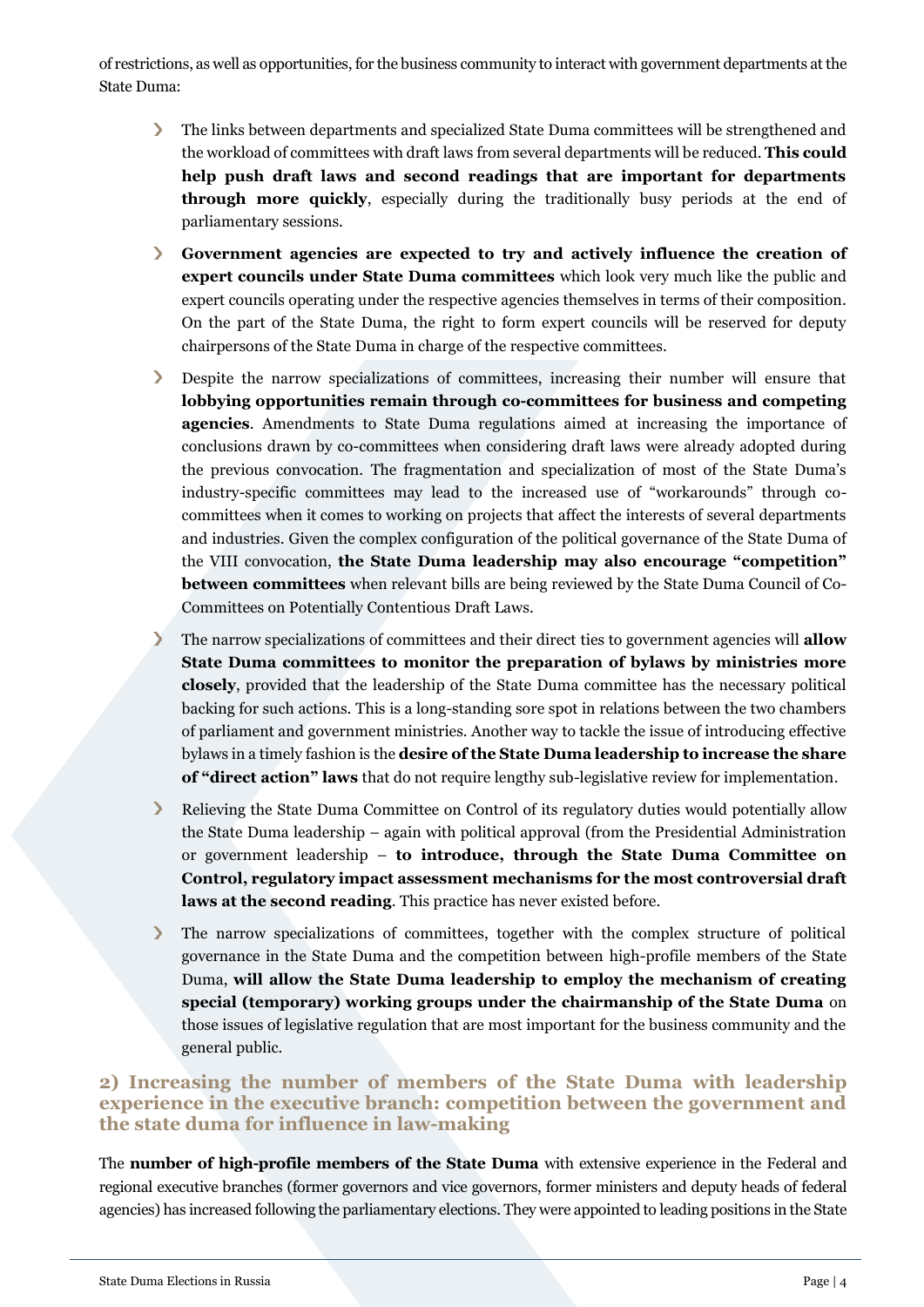of restrictions, as well as opportunities, for the business community to interact with government departments at the State Duma:

- The links between departments and specialized State Duma committees will be strengthened and the workload of committees with draft laws from several departments will be reduced. **This could help push draft laws and second readings that are important for departments through more quickly**, especially during the traditionally busy periods at the end of parliamentary sessions.
- **Government agencies are expected to try and actively influence the creation of expert councils under State Duma committees** which look very much like the public and expert councils operating under the respective agencies themselves in terms of their composition. On the part of the State Duma, the right to form expert councils will be reserved for deputy chairpersons of the State Duma in charge of the respective committees.
- Despite the narrow specializations of committees, increasing their number will ensure that **lobbying opportunities remain through co-committees for business and competing agencies**. Amendments to State Duma regulations aimed at increasing the importance of conclusions drawn by co-committees when considering draft laws were already adopted during the previous convocation. The fragmentation and specialization of most of the State Duma's industry-specific committees may lead to the increased use of "workarounds" through co-committees when it comes to working on projects that affect the interests of several departments and industries. Given the complex configuration of the political governance of the State Duma of the VIII convocation, **the State Duma leadership may also encourage "competition" between committees** when relevant bills are being reviewed by the State Duma Council of Co-Committees on Potentially Contentious Draft Laws.
- The narrow specializations of committees and their direct ties to government agencies will **allow State Duma committees to monitor the preparation of bylaws by ministries more closely**, provided that the leadership of the State Duma committee has the necessary political backing for such actions. This is a long-standing sore spot in relations between the two chambers of parliament and government ministries. Another way to tackle the issue of introducing effective bylaws in a timely fashion is the **desire of the State Duma leadership to increase the share of "direct action" laws** that do not require lengthy sub-legislative review for implementation.
- Relieving the State Duma Committee on Control of its regulatory duties would potentially allow the State Duma leadership – again with political approval (from the Presidential Administration or government leadership – **to introduce, through the State Duma Committee on Control, regulatory impact assessment mechanisms for the most controversial draft laws at the second reading**. This practice has never existed before.
- The narrow specializations of committees, together with the complex structure of political governance in the State Duma and the competition between high-profile members of the State Duma, **will allow the State Duma leadership to employ the mechanism of creating special (temporary) working groups under the chairmanship of the State Duma** on those issues of legislative regulation that are most important for the business community and the general public.

## 2) Increasing the number of members of the State Duma with leadership experience in the executive branch: competition between the government and the state duma for influence in law-making

The **number of high-profile members of the State Duma** with extensive experience in the Federal and regional executive branches (former governors and vice governors, former ministers and deputy heads of federal agencies) has increased following the parliamentary elections. They were appointed to leading positions in the State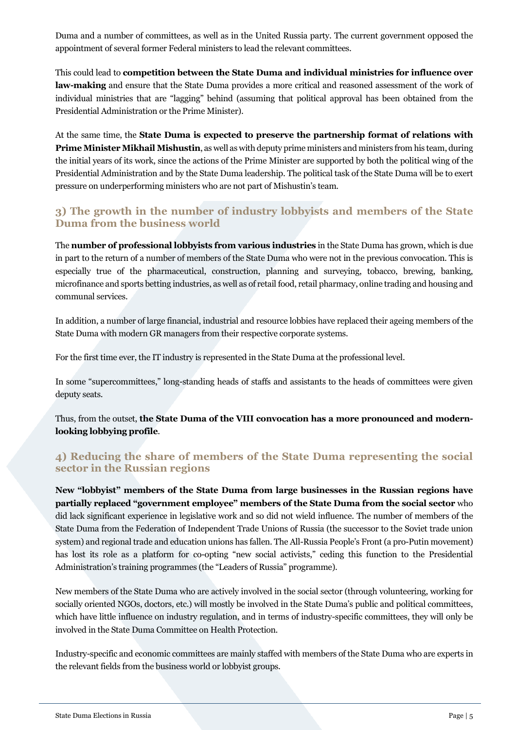Duma and a number of committees, as well as in the United Russia party. The current government opposed the appointment of several former Federal ministers to lead the relevant committees.

This could lead to **competition between the State Duma and individual ministries for influence over law-making** and ensure that the State Duma provides a more critical and reasoned assessment of the work of individual ministries that are "lagging" behind (assuming that political approval has been obtained from the Presidential Administration or the Prime Minister).

At the same time, the **State Duma is expected to preserve the partnership format of relations with Prime Minister Mikhail Mishustin**, as well as with deputy prime ministers and ministers from his team, during the initial years of its work, since the actions of the Prime Minister are supported by both the political wing of the Presidential Administration and by the State Duma leadership. The political task of the State Duma will be to exert pressure on underperforming ministers who are not part of Mishustin's team.

### 3) The growth in the number of industry lobbyists and members of the State Duma from the business world

The **number of professional lobbyists from various industries** in the State Duma has grown, which is due in part to the return of a number of members of the State Duma who were not in the previous convocation. This is especially true of the pharmaceutical, construction, planning and surveying, tobacco, brewing, banking, microfinance and sports betting industries, as well as of retail food, retail pharmacy, online trading and housing and communal services.

In addition, a number of large financial, industrial and resource lobbies have replaced their ageing members of the State Duma with modern GR managers from their respective corporate systems.

For the first time ever, the IT industry is represented in the State Duma at the professional level.

In some "supercommittees," long-standing heads of staffs and assistants to the heads of committees were given deputy seats.

Thus, from the outset, **the State Duma of the VIII convocation has a more pronounced and modern-looking lobbying profile**.

### 4) Reducing the share of members of the State Duma representing the social sector in the Russian regions

**New "lobbyist" members of the State Duma from large businesses in the Russian regions have partially replaced "government employee" members of the State Duma from the social sector** who did lack significant experience in legislative work and so did not wield influence. The number of members of the State Duma from the Federation of Independent Trade Unions of Russia (the successor to the Soviet trade union system) and regional trade and education unions has fallen. The All-Russia People's Front (a pro-Putin movement) has lost its role as a platform for co-opting "new social activists," ceding this function to the Presidential Administration's training programmes (the "Leaders of Russia" programme).

New members of the State Duma who are actively involved in the social sector (through volunteering, working for socially oriented NGOs, doctors, etc.) will mostly be involved in the State Duma's public and political committees, which have little influence on industry regulation, and in terms of industry-specific committees, they will only be involved in the State Duma Committee on Health Protection.

Industry-specific and economic committees are mainly staffed with members of the State Duma who are experts in the relevant fields from the business world or lobbyist groups.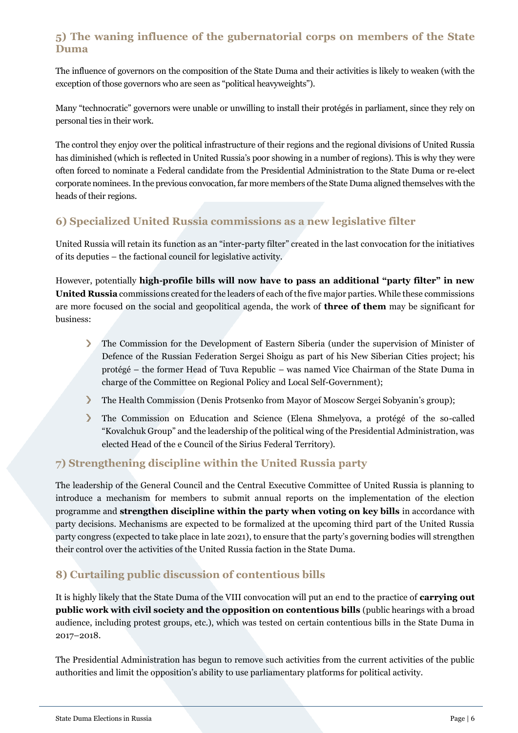## 5) The waning influence of the gubernatorial corps on members of the State Duma

The influence of governors on the composition of the State Duma and their activities is likely to weaken (with the exception of those governors who are seen as "political heavyweights").

Many "technocratic" governors were unable or unwilling to install their protégés in parliament, since they rely on personal ties in their work.

The control they enjoy over the political infrastructure of their regions and the regional divisions of United Russia has diminished (which is reflected in United Russia's poor showing in a number of regions). This is why they were often forced to nominate a Federal candidate from the Presidential Administration to the State Duma or re-elect corporate nominees. In the previous convocation, far more members of the State Duma aligned themselves with the heads of their regions.

## 6) Specialized United Russia commissions as a new legislative filter

United Russia will retain its function as an "inter-party filter" created in the last convocation for the initiatives of its deputies – the factional council for legislative activity.

However, potentially **high-profile bills will now have to pass an additional "party filter" in new United Russia** commissions created for the leaders of each of the five major parties. While these commissions are more focused on the social and geopolitical agenda, the work of **three of them** may be significant for business:

- The Commission for the Development of Eastern Siberia (under the supervision of Minister of Defence of the Russian Federation Sergei Shoigu as part of his New Siberian Cities project; his protégé – the former Head of Tuva Republic – was named Vice Chairman of the State Duma in charge of the Committee on Regional Policy and Local Self-Government);
- The Health Commission (Denis Protsenko from Mayor of Moscow Sergei Sobyanin's group);
- The Commission on Education and Science (Elena Shmelyova, a protégé of the so-called "Kovalchuk Group" and the leadership of the political wing of the Presidential Administration, was elected Head of the e Council of the Sirius Federal Territory).

## 7) Strengthening discipline within the United Russia party

The leadership of the General Council and the Central Executive Committee of United Russia is planning to introduce a mechanism for members to submit annual reports on the implementation of the election programme and **strengthen discipline within the party when voting on key bills** in accordance with party decisions. Mechanisms are expected to be formalized at the upcoming third part of the United Russia party congress (expected to take place in late 2021), to ensure that the party's governing bodies will strengthen their control over the activities of the United Russia faction in the State Duma.

## 8) Curtailing public discussion of contentious bills

It is highly likely that the State Duma of the VIII convocation will put an end to the practice of **carrying out public work with civil society and the opposition on contentious bills** (public hearings with a broad audience, including protest groups, etc.), which was tested on certain contentious bills in the State Duma in 2017–2018.

The Presidential Administration has begun to remove such activities from the current activities of the public authorities and limit the opposition's ability to use parliamentary platforms for political activity.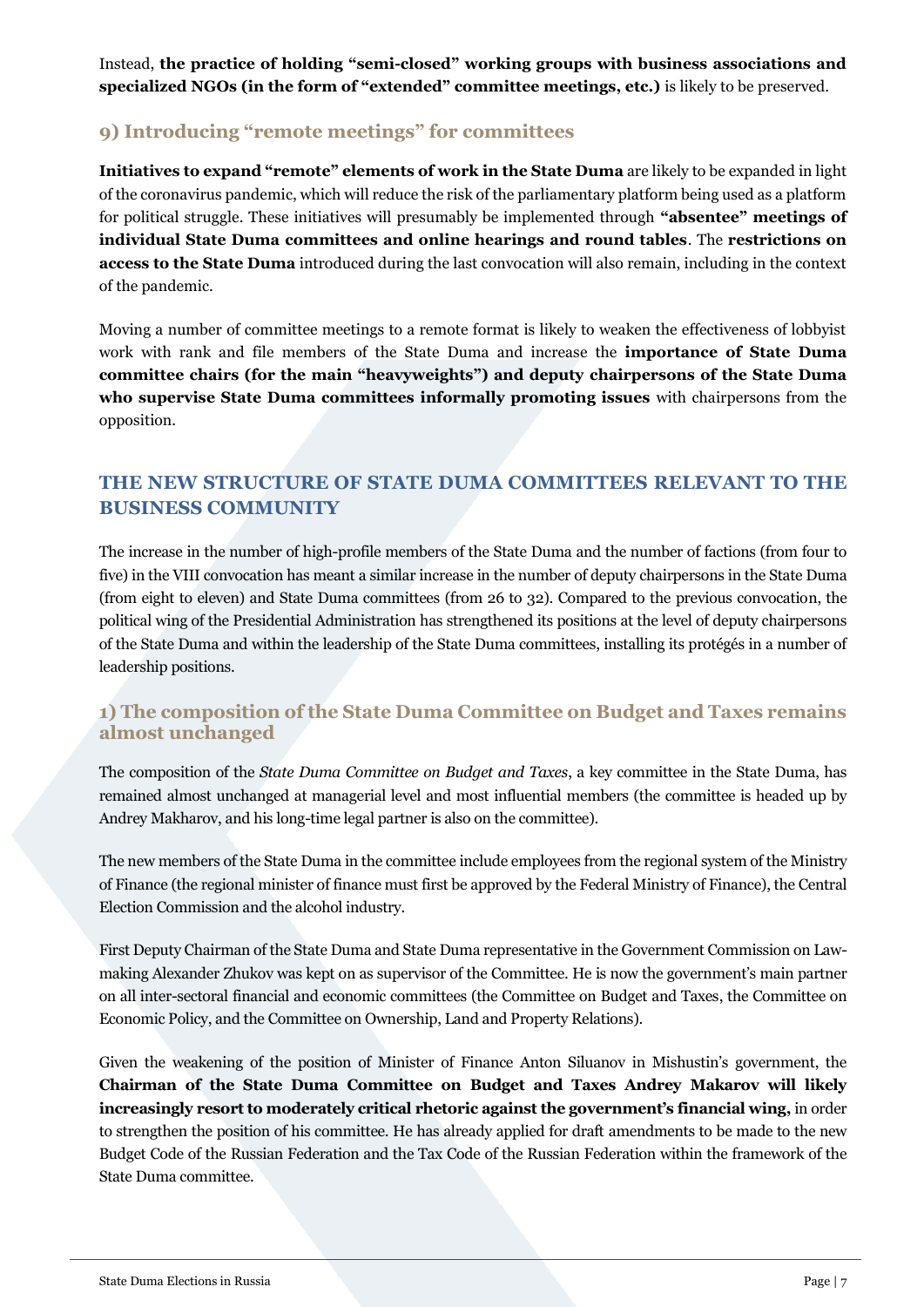Instead, **the practice of holding "semi-closed" working groups with business associations and specialized NGOs (in the form of "extended" committee meetings, etc.)** is likely to be preserved.

### 9) Introducing "remote meetings" for committees

**Initiatives to expand "remote" elements of work in the State Duma** are likely to be expanded in light of the coronavirus pandemic, which will reduce the risk of the parliamentary platform being used as a platform for political struggle. These initiatives will presumably be implemented through **"absentee" meetings of individual State Duma committees and online hearings and round tables**. The **restrictions on access to the State Duma** introduced during the last convocation will also remain, including in the context of the pandemic.

Moving a number of committee meetings to a remote format is likely to weaken the effectiveness of lobbyist work with rank and file members of the State Duma and increase the **importance of State Duma committee chairs (for the main "heavyweights") and deputy chairpersons of the State Duma who supervise State Duma committees informally promoting issues** with chairpersons from the opposition.

## THE NEW STRUCTURE OF STATE DUMA COMMITTEES RELEVANT TO THE BUSINESS COMMUNITY

The increase in the number of high-profile members of the State Duma and the number of factions (from four to five) in the VIII convocation has meant a similar increase in the number of deputy chairpersons in the State Duma (from eight to eleven) and State Duma committees (from 26 to 32). Compared to the previous convocation, the political wing of the Presidential Administration has strengthened its positions at the level of deputy chairpersons of the State Duma and within the leadership of the State Duma committees, installing its protégés in a number of leadership positions.

### 1) The composition of the State Duma Committee on Budget and Taxes remains almost unchanged

The composition of the *State Duma Committee on Budget and Taxes*, a key committee in the State Duma, has remained almost unchanged at managerial level and most influential members (the committee is headed up by Andrey Makharov, and his long-time legal partner is also on the committee).

The new members of the State Duma in the committee include employees from the regional system of the Ministry of Finance (the regional minister of finance must first be approved by the Federal Ministry of Finance), the Central Election Commission and the alcohol industry.

First Deputy Chairman of the State Duma and State Duma representative in the Government Commission on Law-making Alexander Zhukov was kept on as supervisor of the Committee. He is now the government's main partner on all inter-sectoral financial and economic committees (the Committee on Budget and Taxes, the Committee on Economic Policy, and the Committee on Ownership, Land and Property Relations).

Given the weakening of the position of Minister of Finance Anton Siluanov in Mishustin's government, the **Chairman of the State Duma Committee on Budget and Taxes Andrey Makarov will likely increasingly resort to moderately critical rhetoric against the government's financial wing,** in order to strengthen the position of his committee. He has already applied for draft amendments to be made to the new Budget Code of the Russian Federation and the Tax Code of the Russian Federation within the framework of the State Duma committee.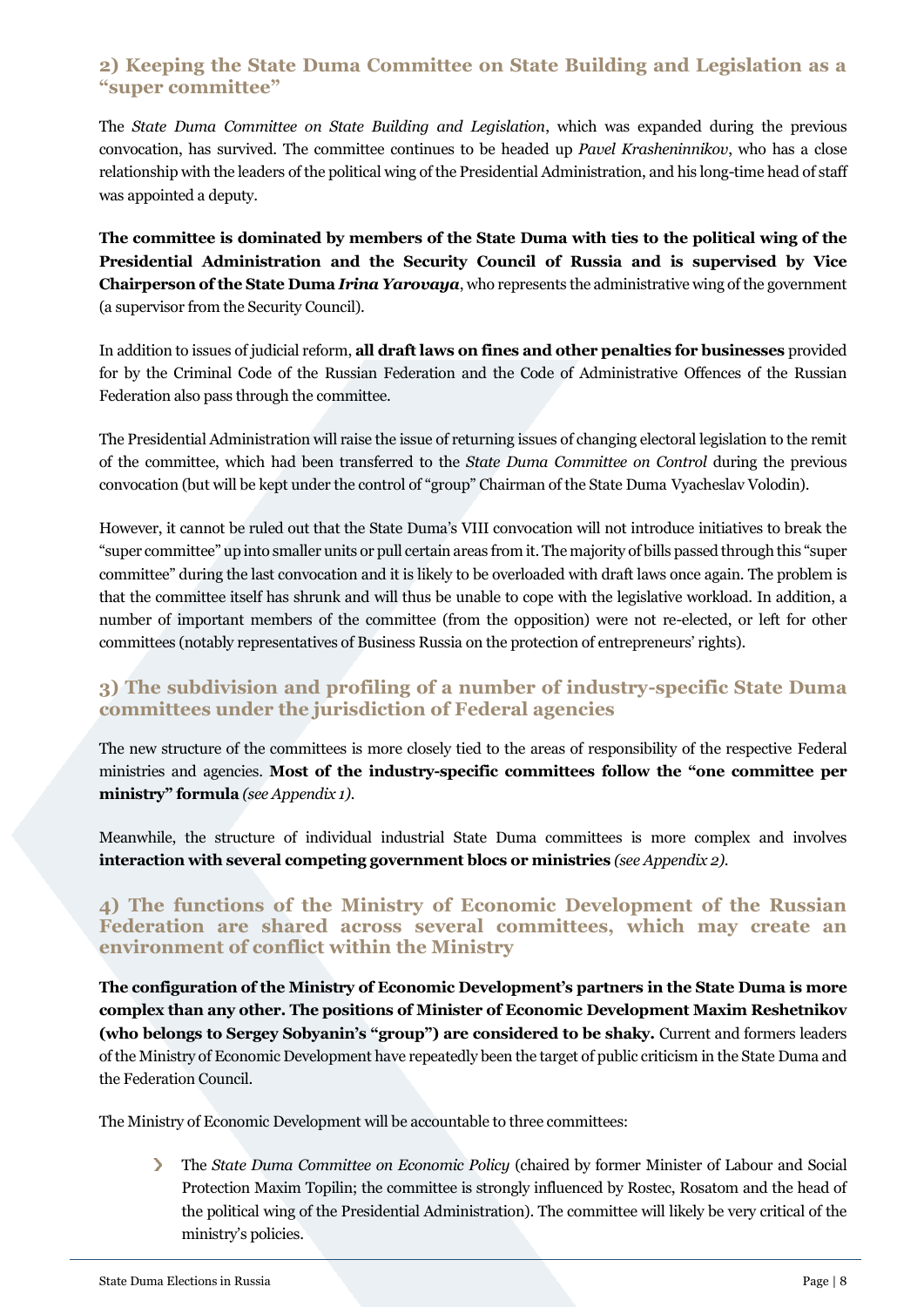## 2) Keeping the State Duma Committee on State Building and Legislation as a "super committee"

The *State Duma Committee on State Building and Legislation*, which was expanded during the previous convocation, has survived. The committee continues to be headed up *Pavel Krasheninnikov*, who has a close relationship with the leaders of the political wing of the Presidential Administration, and his long-time head of staff was appointed a deputy.

**The committee is dominated by members of the State Duma with ties to the political wing of the Presidential Administration and the Security Council of Russia and is supervised by Vice Chairperson of the State Duma *Irina Yarovaya***, who represents the administrative wing of the government (a supervisor from the Security Council).

In addition to issues of judicial reform, **all draft laws on fines and other penalties for businesses** provided for by the Criminal Code of the Russian Federation and the Code of Administrative Offences of the Russian Federation also pass through the committee.

The Presidential Administration will raise the issue of returning issues of changing electoral legislation to the remit of the committee, which had been transferred to the *State Duma Committee on Control* during the previous convocation (but will be kept under the control of "group" Chairman of the State Duma Vyacheslav Volodin).

However, it cannot be ruled out that the State Duma's VIII convocation will not introduce initiatives to break the "super committee" up into smaller units or pull certain areas from it. The majority of bills passed through this "super committee" during the last convocation and it is likely to be overloaded with draft laws once again. The problem is that the committee itself has shrunk and will thus be unable to cope with the legislative workload. In addition, a number of important members of the committee (from the opposition) were not re-elected, or left for other committees (notably representatives of Business Russia on the protection of entrepreneurs' rights).

## 3) The subdivision and profiling of a number of industry-specific State Duma committees under the jurisdiction of Federal agencies

The new structure of the committees is more closely tied to the areas of responsibility of the respective Federal ministries and agencies. **Most of the industry-specific committees follow the "one committee per ministry" formula** *(see Appendix 1)*.

Meanwhile, the structure of individual industrial State Duma committees is more complex and involves **interaction with several competing government blocs or ministries** *(see Appendix 2)*.

## 4) The functions of the Ministry of Economic Development of the Russian Federation are shared across several committees, which may create an environment of conflict within the Ministry

**The configuration of the Ministry of Economic Development's partners in the State Duma is more complex than any other. The positions of Minister of Economic Development Maxim Reshetnikov (who belongs to Sergey Sobyanin's "group") are considered to be shaky.** Current and formers leaders of the Ministry of Economic Development have repeatedly been the target of public criticism in the State Duma and the Federation Council.

The Ministry of Economic Development will be accountable to three committees:

- The *State Duma Committee on Economic Policy* (chaired by former Minister of Labour and Social Protection Maxim Topilin; the committee is strongly influenced by Rostec, Rosatom and the head of the political wing of the Presidential Administration). The committee will likely be very critical of the ministry's policies.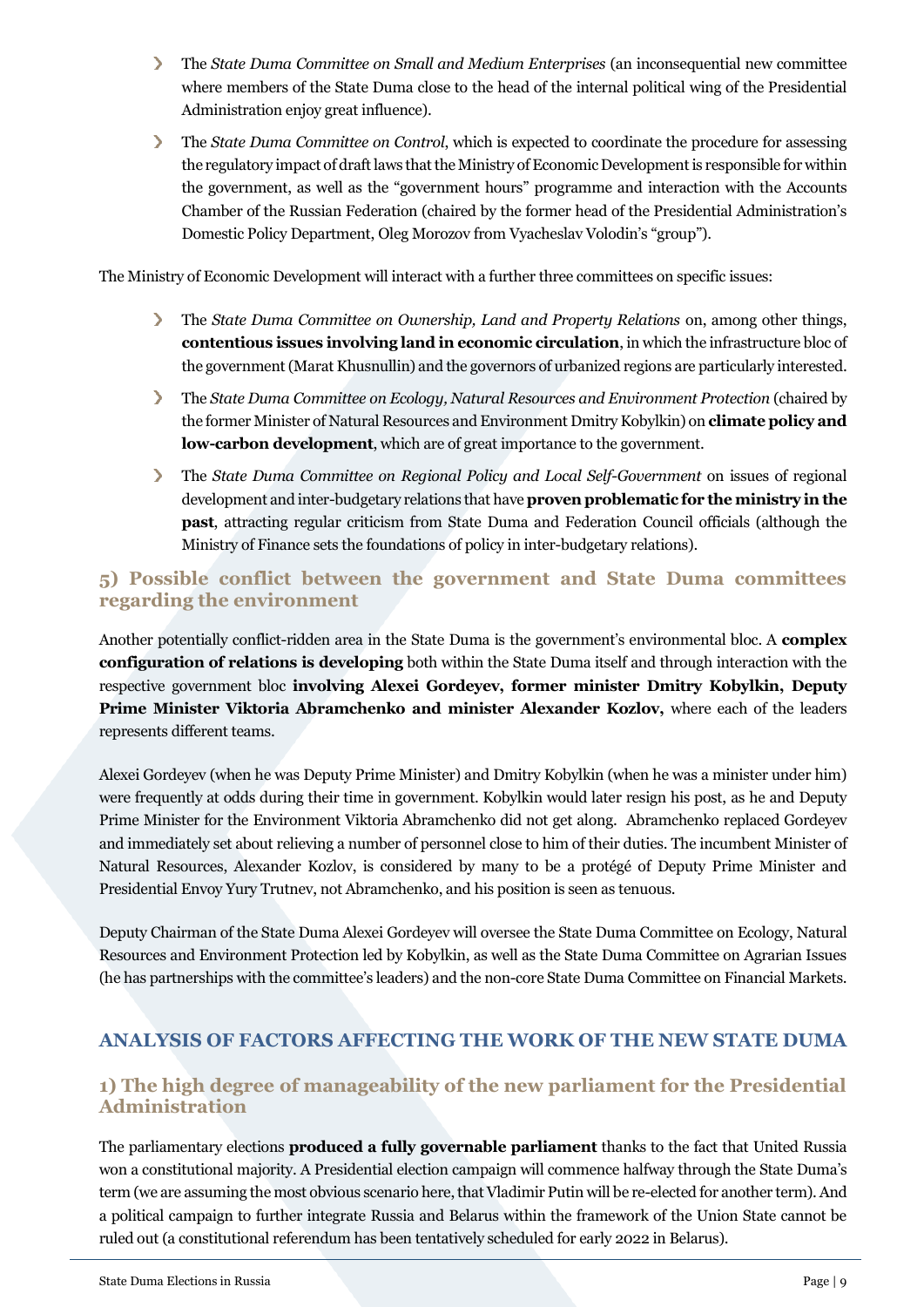- The *State Duma Committee on Small and Medium Enterprises* (an inconsequential new committee where members of the State Duma close to the head of the internal political wing of the Presidential Administration enjoy great influence).
- The *State Duma Committee on Control*, which is expected to coordinate the procedure for assessing the regulatory impact of draft laws that the Ministry of Economic Development is responsible for within the government, as well as the "government hours" programme and interaction with the Accounts Chamber of the Russian Federation (chaired by the former head of the Presidential Administration's Domestic Policy Department, Oleg Morozov from Vyacheslav Volodin's "group").

The Ministry of Economic Development will interact with a further three committees on specific issues:

- The *State Duma Committee on Ownership, Land and Property Relations* on, among other things, **contentious issues involving land in economic circulation**, in which the infrastructure bloc of the government (Marat Khusnullin) and the governors of urbanized regions are particularly interested.
- The *State Duma Committee on Ecology, Natural Resources and Environment Protection* (chaired by the former Minister of Natural Resources and Environment Dmitry Kobylkin) on **climate policy and low-carbon development**, which are of great importance to the government.
- The *State Duma Committee on Regional Policy and Local Self-Government* on issues of regional development and inter-budgetary relations that have **proven problematic for the ministry in the past**, attracting regular criticism from State Duma and Federation Council officials (although the Ministry of Finance sets the foundations of policy in inter-budgetary relations).

### 5) Possible conflict between the government and State Duma committees regarding the environment

Another potentially conflict-ridden area in the State Duma is the government's environmental bloc. A **complex configuration of relations is developing** both within the State Duma itself and through interaction with the respective government bloc **involving Alexei Gordeyev, former minister Dmitry Kobylkin, Deputy Prime Minister Viktoria Abramchenko and minister Alexander Kozlov,** where each of the leaders represents different teams.

Alexei Gordeyev (when he was Deputy Prime Minister) and Dmitry Kobylkin (when he was a minister under him) were frequently at odds during their time in government. Kobylkin would later resign his post, as he and Deputy Prime Minister for the Environment Viktoria Abramchenko did not get along. Abramchenko replaced Gordeyev and immediately set about relieving a number of personnel close to him of their duties. The incumbent Minister of Natural Resources, Alexander Kozlov, is considered by many to be a protégé of Deputy Prime Minister and Presidential Envoy Yury Trutnev, not Abramchenko, and his position is seen as tenuous.

Deputy Chairman of the State Duma Alexei Gordeyev will oversee the State Duma Committee on Ecology, Natural Resources and Environment Protection led by Kobylkin, as well as the State Duma Committee on Agrarian Issues (he has partnerships with the committee's leaders) and the non-core State Duma Committee on Financial Markets.

## ANALYSIS OF FACTORS AFFECTING THE WORK OF THE NEW STATE DUMA

### 1) The high degree of manageability of the new parliament for the Presidential Administration

The parliamentary elections **produced a fully governable parliament** thanks to the fact that United Russia won a constitutional majority. A Presidential election campaign will commence halfway through the State Duma's term (we are assuming the most obvious scenario here, that Vladimir Putin will be re-elected for another term). And a political campaign to further integrate Russia and Belarus within the framework of the Union State cannot be ruled out (a constitutional referendum has been tentatively scheduled for early 2022 in Belarus).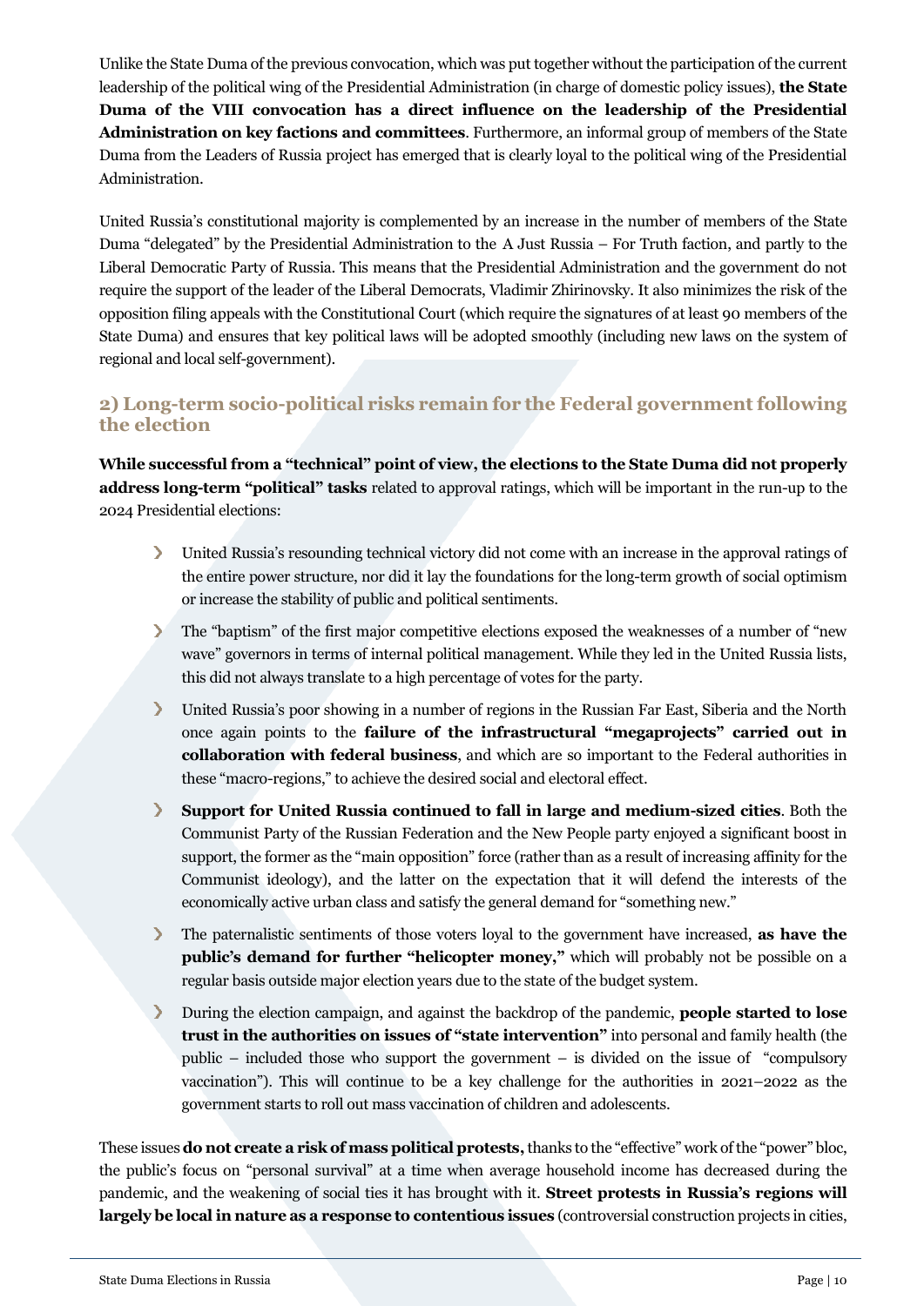Unlike the State Duma of the previous convocation, which was put together without the participation of the current leadership of the political wing of the Presidential Administration (in charge of domestic policy issues), **the State Duma of the VIII convocation has a direct influence on the leadership of the Presidential Administration on key factions and committees**. Furthermore, an informal group of members of the State Duma from the Leaders of Russia project has emerged that is clearly loyal to the political wing of the Presidential Administration.

United Russia's constitutional majority is complemented by an increase in the number of members of the State Duma "delegated" by the Presidential Administration to the A Just Russia – For Truth faction, and partly to the Liberal Democratic Party of Russia. This means that the Presidential Administration and the government do not require the support of the leader of the Liberal Democrats, Vladimir Zhirinovsky. It also minimizes the risk of the opposition filing appeals with the Constitutional Court (which require the signatures of at least 90 members of the State Duma) and ensures that key political laws will be adopted smoothly (including new laws on the system of regional and local self-government).

## 2) Long-term socio-political risks remain for the Federal government following the election

**While successful from a "technical" point of view, the elections to the State Duma did not properly address long-term "political" tasks** related to approval ratings, which will be important in the run-up to the 2024 Presidential elections:

- United Russia's resounding technical victory did not come with an increase in the approval ratings of the entire power structure, nor did it lay the foundations for the long-term growth of social optimism or increase the stability of public and political sentiments.
- The "baptism" of the first major competitive elections exposed the weaknesses of a number of "new wave" governors in terms of internal political management. While they led in the United Russia lists, this did not always translate to a high percentage of votes for the party.
- United Russia's poor showing in a number of regions in the Russian Far East, Siberia and the North once again points to the **failure of the infrastructural "megaprojects" carried out in collaboration with federal business**, and which are so important to the Federal authorities in these "macro-regions," to achieve the desired social and electoral effect.
- **Support for United Russia continued to fall in large and medium-sized cities**. Both the Communist Party of the Russian Federation and the New People party enjoyed a significant boost in support, the former as the "main opposition" force (rather than as a result of increasing affinity for the Communist ideology), and the latter on the expectation that it will defend the interests of the economically active urban class and satisfy the general demand for "something new."
- The paternalistic sentiments of those voters loyal to the government have increased, **as have the public's demand for further "helicopter money,"** which will probably not be possible on a regular basis outside major election years due to the state of the budget system.
- During the election campaign, and against the backdrop of the pandemic, **people started to lose trust in the authorities on issues of "state intervention"** into personal and family health (the public – included those who support the government – is divided on the issue of "compulsory vaccination"). This will continue to be a key challenge for the authorities in 2021–2022 as the government starts to roll out mass vaccination of children and adolescents.

These issues **do not create a risk of mass political protests,** thanks to the "effective" work of the "power" bloc, the public's focus on "personal survival" at a time when average household income has decreased during the pandemic, and the weakening of social ties it has brought with it. **Street protests in Russia's regions will largely be local in nature as a response to contentious issues** (controversial construction projects in cities,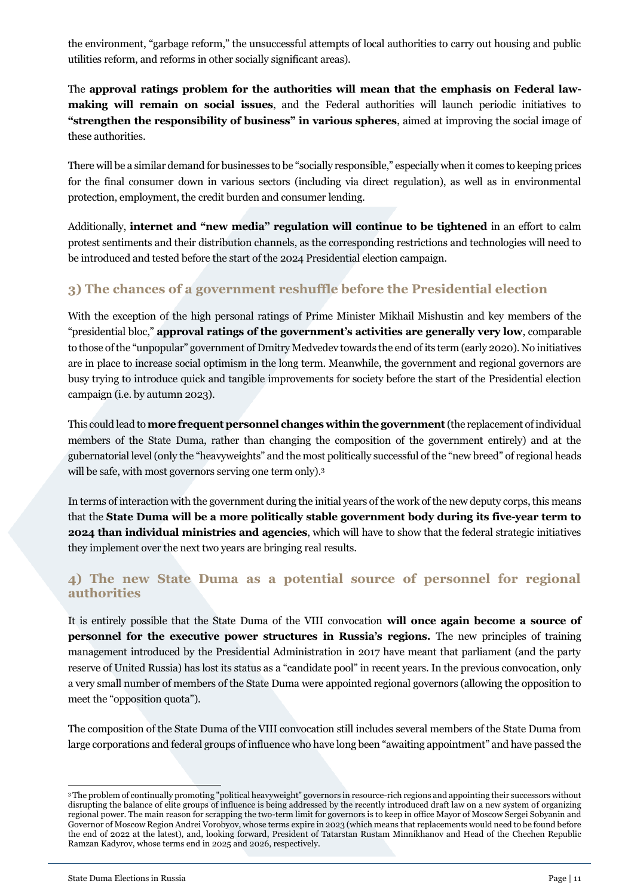the environment, "garbage reform," the unsuccessful attempts of local authorities to carry out housing and public utilities reform, and reforms in other socially significant areas).

The **approval ratings problem for the authorities will mean that the emphasis on Federal law-making will remain on social issues**, and the Federal authorities will launch periodic initiatives to **"strengthen the responsibility of business" in various spheres**, aimed at improving the social image of these authorities.

There will be a similar demand for businesses to be "socially responsible," especially when it comes to keeping prices for the final consumer down in various sectors (including via direct regulation), as well as in environmental protection, employment, the credit burden and consumer lending.

Additionally, **internet and "new media" regulation will continue to be tightened** in an effort to calm protest sentiments and their distribution channels, as the corresponding restrictions and technologies will need to be introduced and tested before the start of the 2024 Presidential election campaign.

## 3) The chances of a government reshuffle before the Presidential election

With the exception of the high personal ratings of Prime Minister Mikhail Mishustin and key members of the "presidential bloc," **approval ratings of the government's activities are generally very low**, comparable to those of the "unpopular" government of Dmitry Medvedev towards the end of its term (early 2020). No initiatives are in place to increase social optimism in the long term. Meanwhile, the government and regional governors are busy trying to introduce quick and tangible improvements for society before the start of the Presidential election campaign (i.e. by autumn 2023).

This could lead to **more frequent personnel changes within the government** (the replacement of individual members of the State Duma, rather than changing the composition of the government entirely) and at the gubernatorial level (only the "heavyweights" and the most politically successful of the "new breed" of regional heads will be safe, with most governors serving one term only).[3]

In terms of interaction with the government during the initial years of the work of the new deputy corps, this means that the **State Duma will be a more politically stable government body during its five-year term to 2024 than individual ministries and agencies**, which will have to show that the federal strategic initiatives they implement over the next two years are bringing real results.

## 4) The new State Duma as a potential source of personnel for regional authorities

It is entirely possible that the State Duma of the VIII convocation **will once again become a source of personnel for the executive power structures in Russia's regions.** The new principles of training management introduced by the Presidential Administration in 2017 have meant that parliament (and the party reserve of United Russia) has lost its status as a "candidate pool" in recent years. In the previous convocation, only a very small number of members of the State Duma were appointed regional governors (allowing the opposition to meet the "opposition quota").

The composition of the State Duma of the VIII convocation still includes several members of the State Duma from large corporations and federal groups of influence who have long been "awaiting appointment" and have passed the

---

[3] The problem of continually promoting "political heavyweight" governors in resource-rich regions and appointing their successors without disrupting the balance of elite groups of influence is being addressed by the recently introduced draft law on a new system of organizing regional power. The main reason for scrapping the two-term limit for governors is to keep in office Mayor of Moscow Sergei Sobyanin and Governor of Moscow Region Andrei Vorobyov, whose terms expire in 2023 (which means that replacements would need to be found before the end of 2022 at the latest), and, looking forward, President of Tatarstan Rustam Minnikhanov and Head of the Chechen Republic Ramzan Kadyrov, whose terms end in 2025 and 2026, respectively.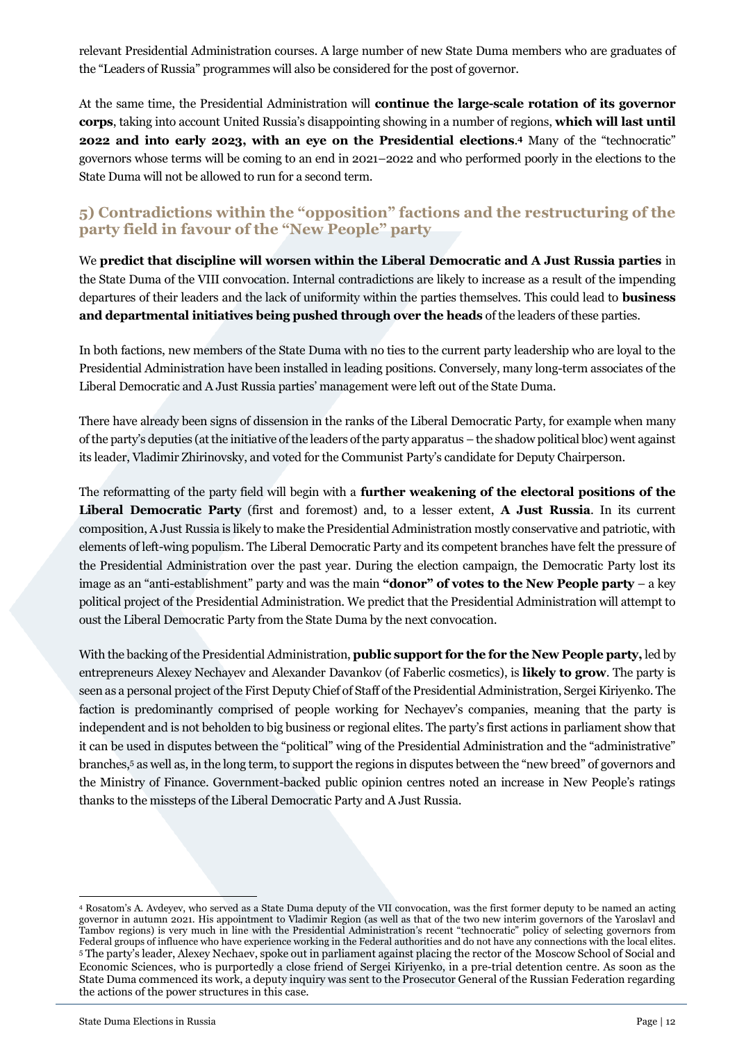relevant Presidential Administration courses. A large number of new State Duma members who are graduates of the "Leaders of Russia" programmes will also be considered for the post of governor.

At the same time, the Presidential Administration will **continue the large-scale rotation of its governor corps**, taking into account United Russia's disappointing showing in a number of regions, **which will last until 2022 and into early 2023, with an eye on the Presidential elections**.[4] Many of the "technocratic" governors whose terms will be coming to an end in 2021–2022 and who performed poorly in the elections to the State Duma will not be allowed to run for a second term.

## 5) Contradictions within the "opposition" factions and the restructuring of the party field in favour of the "New People" party

We **predict that discipline will worsen within the Liberal Democratic and A Just Russia parties** in the State Duma of the VIII convocation. Internal contradictions are likely to increase as a result of the impending departures of their leaders and the lack of uniformity within the parties themselves. This could lead to **business and departmental initiatives being pushed through over the heads** of the leaders of these parties.

In both factions, new members of the State Duma with no ties to the current party leadership who are loyal to the Presidential Administration have been installed in leading positions. Conversely, many long-term associates of the Liberal Democratic and A Just Russia parties' management were left out of the State Duma.

There have already been signs of dissension in the ranks of the Liberal Democratic Party, for example when many of the party's deputies (at the initiative of the leaders of the party apparatus – the shadow political bloc) went against its leader, Vladimir Zhirinovsky, and voted for the Communist Party's candidate for Deputy Chairperson.

The reformatting of the party field will begin with a **further weakening of the electoral positions of the Liberal Democratic Party** (first and foremost) and, to a lesser extent, **A Just Russia**. In its current composition, A Just Russia is likely to make the Presidential Administration mostly conservative and patriotic, with elements of left-wing populism. The Liberal Democratic Party and its competent branches have felt the pressure of the Presidential Administration over the past year. During the election campaign, the Democratic Party lost its image as an "anti-establishment" party and was the main **"donor" of votes to the New People party** – a key political project of the Presidential Administration. We predict that the Presidential Administration will attempt to oust the Liberal Democratic Party from the State Duma by the next convocation.

With the backing of the Presidential Administration, **public support for the for the New People party,** led by entrepreneurs Alexey Nechayev and Alexander Davankov (of Faberlic cosmetics), is **likely to grow**. The party is seen as a personal project of the First Deputy Chief of Staff of the Presidential Administration, Sergei Kiriyenko. The faction is predominantly comprised of people working for Nechayev's companies, meaning that the party is independent and is not beholden to big business or regional elites. The party's first actions in parliament show that it can be used in disputes between the "political" wing of the Presidential Administration and the "administrative" branches,[5] as well as, in the long term, to support the regions in disputes between the "new breed" of governors and the Ministry of Finance. Government-backed public opinion centres noted an increase in New People's ratings thanks to the missteps of the Liberal Democratic Party and A Just Russia.

---

[4] Rosatom's A. Avdeyev, who served as a State Duma deputy of the VII convocation, was the first former deputy to be named an acting governor in autumn 2021. His appointment to Vladimir Region (as well as that of the two new interim governors of the Yaroslavl and Tambov regions) is very much in line with the Presidential Administration's recent "technocratic" policy of selecting governors from Federal groups of influence who have experience working in the Federal authorities and do not have any connections with the local elites.

[5] The party's leader, Alexey Nechaev, spoke out in parliament against placing the rector of the Moscow School of Social and Economic Sciences, who is purportedly a close friend of Sergei Kiriyenko, in a pre-trial detention centre. As soon as the State Duma commenced its work, a deputy inquiry was sent to the Prosecutor General of the Russian Federation regarding the actions of the power structures in this case.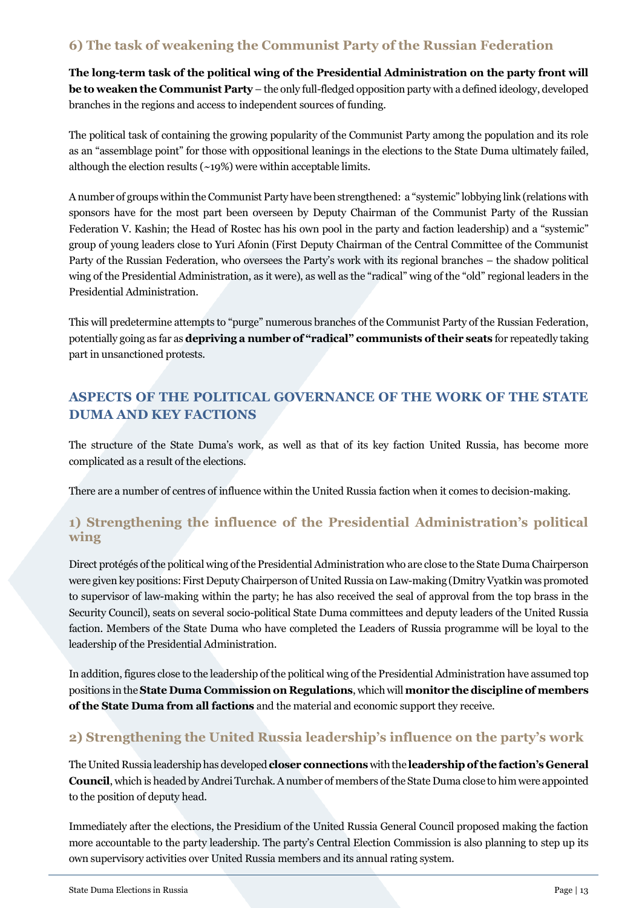### 6) The task of weakening the Communist Party of the Russian Federation

**The long-term task of the political wing of the Presidential Administration on the party front will be to weaken the Communist Party** – the only full-fledged opposition party with a defined ideology, developed branches in the regions and access to independent sources of funding.

The political task of containing the growing popularity of the Communist Party among the population and its role as an "assemblage point" for those with oppositional leanings in the elections to the State Duma ultimately failed, although the election results (~19%) were within acceptable limits.

A number of groups within the Communist Party have been strengthened: a "systemic" lobbying link (relations with sponsors have for the most part been overseen by Deputy Chairman of the Communist Party of the Russian Federation V. Kashin; the Head of Rostec has his own pool in the party and faction leadership) and a "systemic" group of young leaders close to Yuri Afonin (First Deputy Chairman of the Central Committee of the Communist Party of the Russian Federation, who oversees the Party's work with its regional branches – the shadow political wing of the Presidential Administration, as it were), as well as the "radical" wing of the "old" regional leaders in the Presidential Administration.

This will predetermine attempts to "purge" numerous branches of the Communist Party of the Russian Federation, potentially going as far as **depriving a number of "radical" communists of their seats** for repeatedly taking part in unsanctioned protests.

## ASPECTS OF THE POLITICAL GOVERNANCE OF THE WORK OF THE STATE DUMA AND KEY FACTIONS

The structure of the State Duma's work, as well as that of its key faction United Russia, has become more complicated as a result of the elections.

There are a number of centres of influence within the United Russia faction when it comes to decision-making.

### 1) Strengthening the influence of the Presidential Administration's political wing

Direct protégés of the political wing of the Presidential Administration who are close to the State Duma Chairperson were given key positions: First Deputy Chairperson of United Russia on Law-making (Dmitry Vyatkin was promoted to supervisor of law-making within the party; he has also received the seal of approval from the top brass in the Security Council), seats on several socio-political State Duma committees and deputy leaders of the United Russia faction. Members of the State Duma who have completed the Leaders of Russia programme will be loyal to the leadership of the Presidential Administration.

In addition, figures close to the leadership of the political wing of the Presidential Administration have assumed top positions in the **State Duma Commission on Regulations**, which will **monitor the discipline of members of the State Duma from all factions** and the material and economic support they receive.

### 2) Strengthening the United Russia leadership's influence on the party's work

The United Russia leadership has developed **closer connections** with the **leadership of the faction's General Council**, which is headed by Andrei Turchak. A number of members of the State Duma close to him were appointed to the position of deputy head.

Immediately after the elections, the Presidium of the United Russia General Council proposed making the faction more accountable to the party leadership. The party's Central Election Commission is also planning to step up its own supervisory activities over United Russia members and its annual rating system.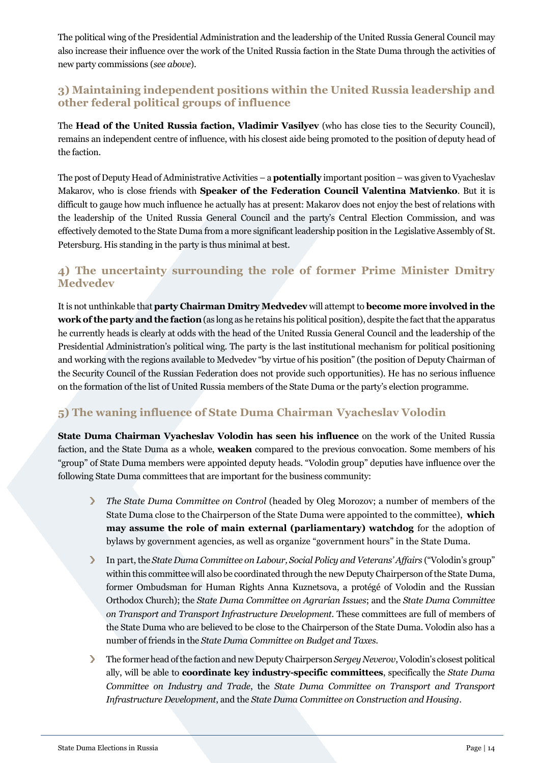The political wing of the Presidential Administration and the leadership of the United Russia General Council may also increase their influence over the work of the United Russia faction in the State Duma through the activities of new party commissions (*see above*).

### 3) Maintaining independent positions within the United Russia leadership and other federal political groups of influence

The **Head of the United Russia faction, Vladimir Vasilyev** (who has close ties to the Security Council), remains an independent centre of influence, with his closest aide being promoted to the position of deputy head of the faction.

The post of Deputy Head of Administrative Activities – a **potentially** important position – was given to Vyacheslav Makarov, who is close friends with **Speaker of the Federation Council Valentina Matvienko**. But it is difficult to gauge how much influence he actually has at present: Makarov does not enjoy the best of relations with the leadership of the United Russia General Council and the party's Central Election Commission, and was effectively demoted to the State Duma from a more significant leadership position in the Legislative Assembly of St. Petersburg. His standing in the party is thus minimal at best.

### 4) The uncertainty surrounding the role of former Prime Minister Dmitry Medvedev

It is not unthinkable that **party Chairman Dmitry Medvedev** will attempt to **become more involved in the work of the party and the faction** (as long as he retains his political position), despite the fact that the apparatus he currently heads is clearly at odds with the head of the United Russia General Council and the leadership of the Presidential Administration's political wing. The party is the last institutional mechanism for political positioning and working with the regions available to Medvedev "by virtue of his position" (the position of Deputy Chairman of the Security Council of the Russian Federation does not provide such opportunities). He has no serious influence on the formation of the list of United Russia members of the State Duma or the party's election programme.

### 5) The waning influence of State Duma Chairman Vyacheslav Volodin

**State Duma Chairman Vyacheslav Volodin has seen his influence** on the work of the United Russia faction, and the State Duma as a whole, **weaken** compared to the previous convocation. Some members of his "group" of State Duma members were appointed deputy heads. "Volodin group" deputies have influence over the following State Duma committees that are important for the business community:

- *The State Duma Committee on Control* (headed by Oleg Morozov; a number of members of the State Duma close to the Chairperson of the State Duma were appointed to the committee), **which may assume the role of main external (parliamentary) watchdog** for the adoption of bylaws by government agencies, as well as organize "government hours" in the State Duma.
- In part, the *State Duma Committee on Labour, Social Policy and Veterans' Affairs* ("Volodin's group" within this committee will also be coordinated through the new Deputy Chairperson of the State Duma, former Ombudsman for Human Rights Anna Kuznetsova, a protégé of Volodin and the Russian Orthodox Church); the *State Duma Committee on Agrarian Issues*; and the *State Duma Committee on Transport and Transport Infrastructure Development*. These committees are full of members of the State Duma who are believed to be close to the Chairperson of the State Duma. Volodin also has a number of friends in the *State Duma Committee on Budget and Taxes*.
- The former head of the faction and new Deputy Chairperson *Sergey Neverov*, Volodin's closest political ally, will be able to **coordinate key industry-specific committees**, specifically the *State Duma Committee on Industry and Trade*, the *State Duma Committee on Transport and Transport Infrastructure Development*, and the *State Duma Committee on Construction and Housing*.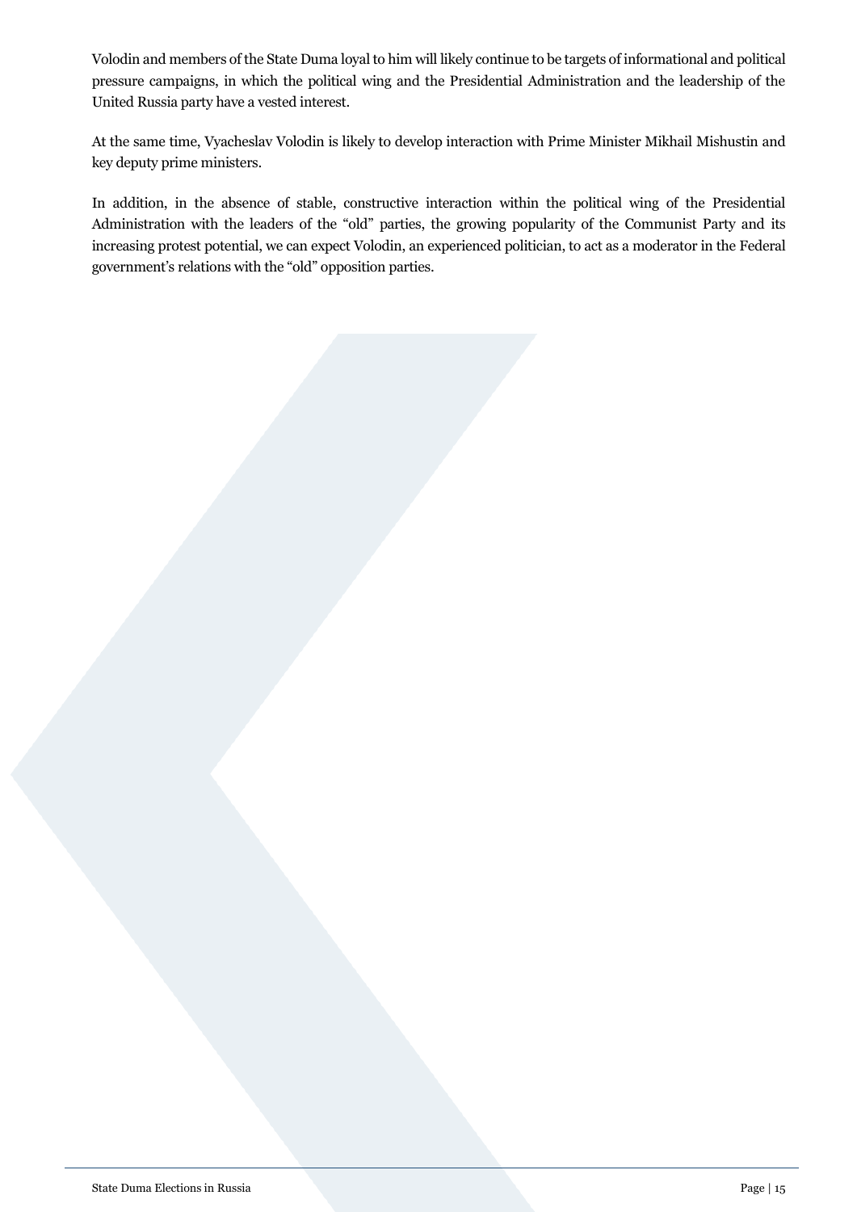Volodin and members of the State Duma loyal to him will likely continue to be targets of informational and political pressure campaigns, in which the political wing and the Presidential Administration and the leadership of the United Russia party have a vested interest.

At the same time, Vyacheslav Volodin is likely to develop interaction with Prime Minister Mikhail Mishustin and key deputy prime ministers.

In addition, in the absence of stable, constructive interaction within the political wing of the Presidential Administration with the leaders of the "old" parties, the growing popularity of the Communist Party and its increasing protest potential, we can expect Volodin, an experienced politician, to act as a moderator in the Federal government's relations with the "old" opposition parties.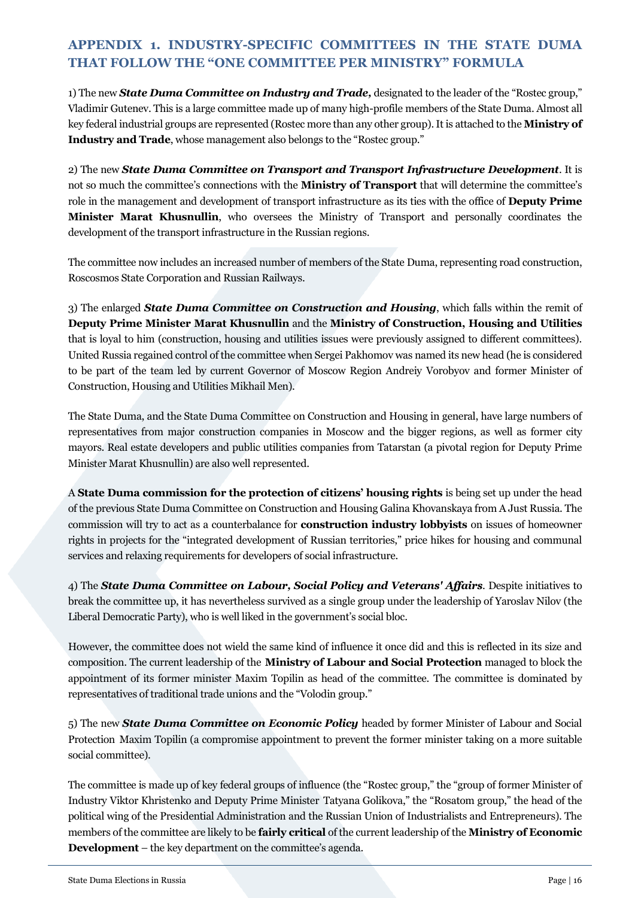## APPENDIX 1. INDUSTRY-SPECIFIC COMMITTEES IN THE STATE DUMA THAT FOLLOW THE "ONE COMMITTEE PER MINISTRY" FORMULA

1) The new ***State Duma Committee on Industry and Trade,*** designated to the leader of the "Rostec group," Vladimir Gutenev. This is a large committee made up of many high-profile members of the State Duma. Almost all key federal industrial groups are represented (Rostec more than any other group). It is attached to the **Ministry of Industry and Trade**, whose management also belongs to the "Rostec group."

2) The new ***State Duma Committee on Transport and Transport Infrastructure Development***. It is not so much the committee's connections with the **Ministry of Transport** that will determine the committee's role in the management and development of transport infrastructure as its ties with the office of **Deputy Prime Minister Marat Khusnullin**, who oversees the Ministry of Transport and personally coordinates the development of the transport infrastructure in the Russian regions.

The committee now includes an increased number of members of the State Duma, representing road construction, Roscosmos State Corporation and Russian Railways.

3) The enlarged ***State Duma Committee on Construction and Housing***, which falls within the remit of **Deputy Prime Minister Marat Khusnullin** and the **Ministry of Construction, Housing and Utilities** that is loyal to him (construction, housing and utilities issues were previously assigned to different committees). United Russia regained control of the committee when Sergei Pakhomov was named its new head (he is considered to be part of the team led by current Governor of Moscow Region Andreiy Vorobyov and former Minister of Construction, Housing and Utilities Mikhail Men).

The State Duma, and the State Duma Committee on Construction and Housing in general, have large numbers of representatives from major construction companies in Moscow and the bigger regions, as well as former city mayors. Real estate developers and public utilities companies from Tatarstan (a pivotal region for Deputy Prime Minister Marat Khusnullin) are also well represented.

A **State Duma commission for the protection of citizens' housing rights** is being set up under the head of the previous State Duma Committee on Construction and Housing Galina Khovanskaya from A Just Russia. The commission will try to act as a counterbalance for **construction industry lobbyists** on issues of homeowner rights in projects for the "integrated development of Russian territories," price hikes for housing and communal services and relaxing requirements for developers of social infrastructure.

4) The ***State Duma Committee on Labour, Social Policy and Veterans' Affairs***. Despite initiatives to break the committee up, it has nevertheless survived as a single group under the leadership of Yaroslav Nilov (the Liberal Democratic Party), who is well liked in the government's social bloc.

However, the committee does not wield the same kind of influence it once did and this is reflected in its size and composition. The current leadership of the **Ministry of Labour and Social Protection** managed to block the appointment of its former minister Maxim Topilin as head of the committee. The committee is dominated by representatives of traditional trade unions and the "Volodin group."

5) The new ***State Duma Committee on Economic Policy*** headed by former Minister of Labour and Social Protection Maxim Topilin (a compromise appointment to prevent the former minister taking on a more suitable social committee).

The committee is made up of key federal groups of influence (the "Rostec group," the "group of former Minister of Industry Viktor Khristenko and Deputy Prime Minister Tatyana Golikova," the "Rosatom group," the head of the political wing of the Presidential Administration and the Russian Union of Industrialists and Entrepreneurs). The members of the committee are likely to be **fairly critical** of the current leadership of the **Ministry of Economic Development** – the key department on the committee's agenda.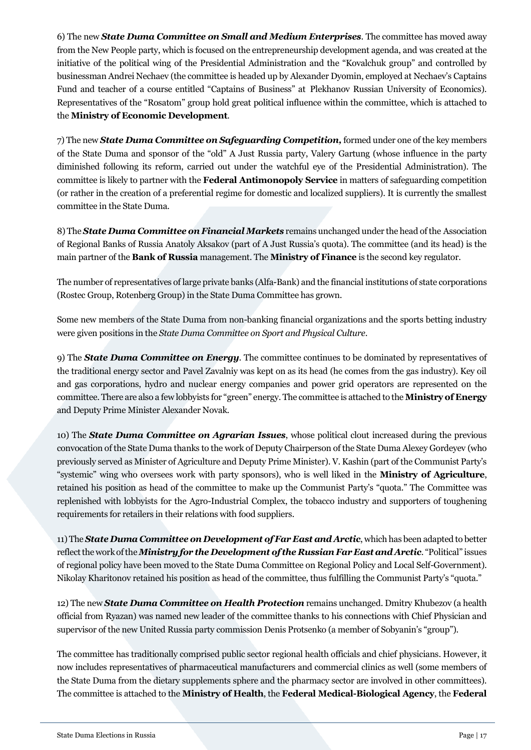6) The new ***State Duma Committee on Small and Medium Enterprises***. The committee has moved away from the New People party, which is focused on the entrepreneurship development agenda, and was created at the initiative of the political wing of the Presidential Administration and the "Kovalchuk group" and controlled by businessman Andrei Nechaev (the committee is headed up by Alexander Dyomin, employed at Nechaev's Captains Fund and teacher of a course entitled "Captains of Business" at Plekhanov Russian University of Economics). Representatives of the "Rosatom" group hold great political influence within the committee, which is attached to the **Ministry of Economic Development**.

7) The new ***State Duma Committee on Safeguarding Competition,*** formed under one of the key members of the State Duma and sponsor of the "old" A Just Russia party, Valery Gartung (whose influence in the party diminished following its reform, carried out under the watchful eye of the Presidential Administration). The committee is likely to partner with the **Federal Antimonopoly Service** in matters of safeguarding competition (or rather in the creation of a preferential regime for domestic and localized suppliers). It is currently the smallest committee in the State Duma.

8) The ***State Duma Committee on Financial Markets*** remains unchanged under the head of the Association of Regional Banks of Russia Anatoly Aksakov (part of A Just Russia's quota). The committee (and its head) is the main partner of the **Bank of Russia** management. The **Ministry of Finance** is the second key regulator.

The number of representatives of large private banks (Alfa-Bank) and the financial institutions of state corporations (Rostec Group, Rotenberg Group) in the State Duma Committee has grown.

Some new members of the State Duma from non-banking financial organizations and the sports betting industry were given positions in the *State Duma Committee on Sport and Physical Culture*.

9) The ***State Duma Committee on Energy***. The committee continues to be dominated by representatives of the traditional energy sector and Pavel Zavalniy was kept on as its head (he comes from the gas industry). Key oil and gas corporations, hydro and nuclear energy companies and power grid operators are represented on the committee. There are also a few lobbyists for "green" energy. The committee is attached to the **Ministry of Energy** and Deputy Prime Minister Alexander Novak.

10) The ***State Duma Committee on Agrarian Issues***, whose political clout increased during the previous convocation of the State Duma thanks to the work of Deputy Chairperson of the State Duma Alexey Gordeyev (who previously served as Minister of Agriculture and Deputy Prime Minister). V. Kashin (part of the Communist Party's "systemic" wing who oversees work with party sponsors), who is well liked in the **Ministry of Agriculture**, retained his position as head of the committee to make up the Communist Party's "quota." The Committee was replenished with lobbyists for the Agro-Industrial Complex, the tobacco industry and supporters of toughening requirements for retailers in their relations with food suppliers.

11) The ***State Duma Committee on Development of Far East and Arctic***, which has been adapted to better reflect the work of the ***Ministry for the Development of the Russian Far East and Arctic***. "Political" issues of regional policy have been moved to the State Duma Committee on Regional Policy and Local Self-Government). Nikolay Kharitonov retained his position as head of the committee, thus fulfilling the Communist Party's "quota."

12) The new ***State Duma Committee on Health Protection*** remains unchanged. Dmitry Khubezov (a health official from Ryazan) was named new leader of the committee thanks to his connections with Chief Physician and supervisor of the new United Russia party commission Denis Protsenko (a member of Sobyanin's "group").

The committee has traditionally comprised public sector regional health officials and chief physicians. However, it now includes representatives of pharmaceutical manufacturers and commercial clinics as well (some members of the State Duma from the dietary supplements sphere and the pharmacy sector are involved in other committees). The committee is attached to the **Ministry of Health**, the **Federal Medical-Biological Agency**, the **Federal**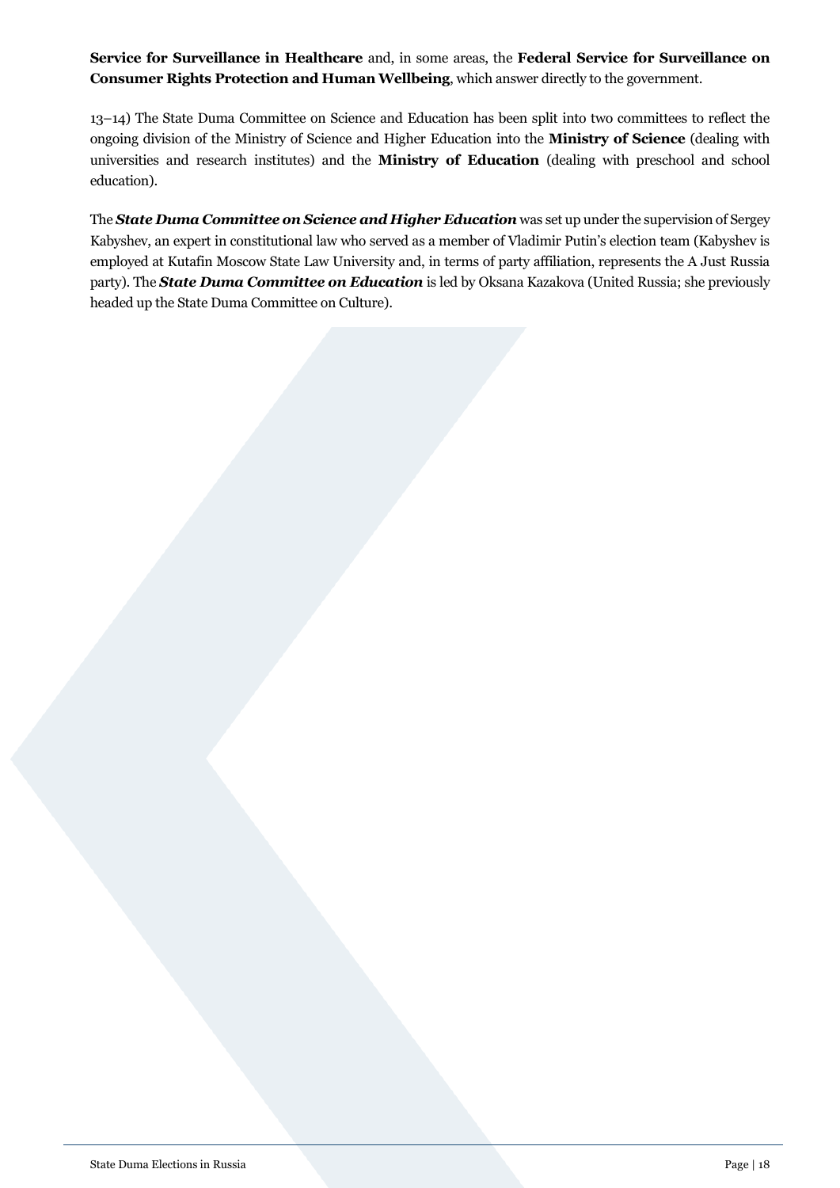**Service for Surveillance in Healthcare** and, in some areas, the **Federal Service for Surveillance on Consumer Rights Protection and Human Wellbeing**, which answer directly to the government.

13–14) The State Duma Committee on Science and Education has been split into two committees to reflect the ongoing division of the Ministry of Science and Higher Education into the **Ministry of Science** (dealing with universities and research institutes) and the **Ministry of Education** (dealing with preschool and school education).

The ***State Duma Committee on Science and Higher Education*** was set up under the supervision of Sergey Kabyshev, an expert in constitutional law who served as a member of Vladimir Putin's election team (Kabyshev is employed at Kutafin Moscow State Law University and, in terms of party affiliation, represents the A Just Russia party). The ***State Duma Committee on Education*** is led by Oksana Kazakova (United Russia; she previously headed up the State Duma Committee on Culture).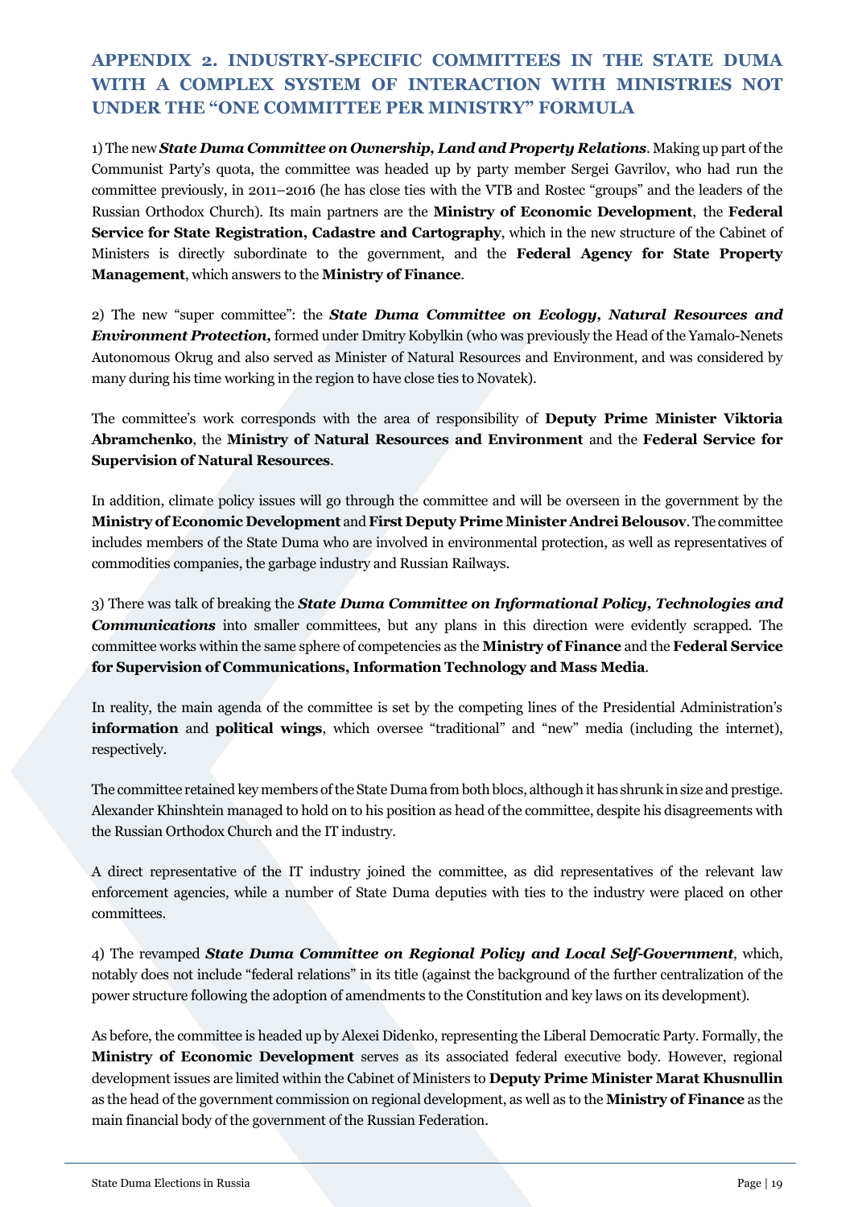## APPENDIX 2. INDUSTRY-SPECIFIC COMMITTEES IN THE STATE DUMA WITH A COMPLEX SYSTEM OF INTERACTION WITH MINISTRIES NOT UNDER THE "ONE COMMITTEE PER MINISTRY" FORMULA

1) The new ***State Duma Committee on Ownership, Land and Property Relations***. Making up part of the Communist Party's quota, the committee was headed up by party member Sergei Gavrilov, who had run the committee previously, in 2011–2016 (he has close ties with the VTB and Rostec "groups" and the leaders of the Russian Orthodox Church). Its main partners are the **Ministry of Economic Development**, the **Federal Service for State Registration, Cadastre and Cartography**, which in the new structure of the Cabinet of Ministers is directly subordinate to the government, and the **Federal Agency for State Property Management**, which answers to the **Ministry of Finance**.

2) The new "super committee": the ***State Duma Committee on Ecology, Natural Resources and Environment Protection,*** formed under Dmitry Kobylkin (who was previously the Head of the Yamalo-Nenets Autonomous Okrug and also served as Minister of Natural Resources and Environment, and was considered by many during his time working in the region to have close ties to Novatek).

The committee's work corresponds with the area of responsibility of **Deputy Prime Minister Viktoria Abramchenko**, the **Ministry of Natural Resources and Environment** and the **Federal Service for Supervision of Natural Resources**.

In addition, climate policy issues will go through the committee and will be overseen in the government by the **Ministry of Economic Development** and **First Deputy Prime Minister Andrei Belousov**. The committee includes members of the State Duma who are involved in environmental protection, as well as representatives of commodities companies, the garbage industry and Russian Railways.

3) There was talk of breaking the ***State Duma Committee on Informational Policy, Technologies and Communications*** into smaller committees, but any plans in this direction were evidently scrapped. The committee works within the same sphere of competencies as the **Ministry of Finance** and the **Federal Service for Supervision of Communications, Information Technology and Mass Media**.

In reality, the main agenda of the committee is set by the competing lines of the Presidential Administration's **information** and **political wings**, which oversee "traditional" and "new" media (including the internet), respectively.

The committee retained key members of the State Duma from both blocs, although it has shrunk in size and prestige. Alexander Khinshtein managed to hold on to his position as head of the committee, despite his disagreements with the Russian Orthodox Church and the IT industry.

A direct representative of the IT industry joined the committee, as did representatives of the relevant law enforcement agencies, while a number of State Duma deputies with ties to the industry were placed on other committees.

4) The revamped ***State Duma Committee on Regional Policy and Local Self-Government***, which, notably does not include "federal relations" in its title (against the background of the further centralization of the power structure following the adoption of amendments to the Constitution and key laws on its development).

As before, the committee is headed up by Alexei Didenko, representing the Liberal Democratic Party. Formally, the **Ministry of Economic Development** serves as its associated federal executive body. However, regional development issues are limited within the Cabinet of Ministers to **Deputy Prime Minister Marat Khusnullin** as the head of the government commission on regional development, as well as to the **Ministry of Finance** as the main financial body of the government of the Russian Federation.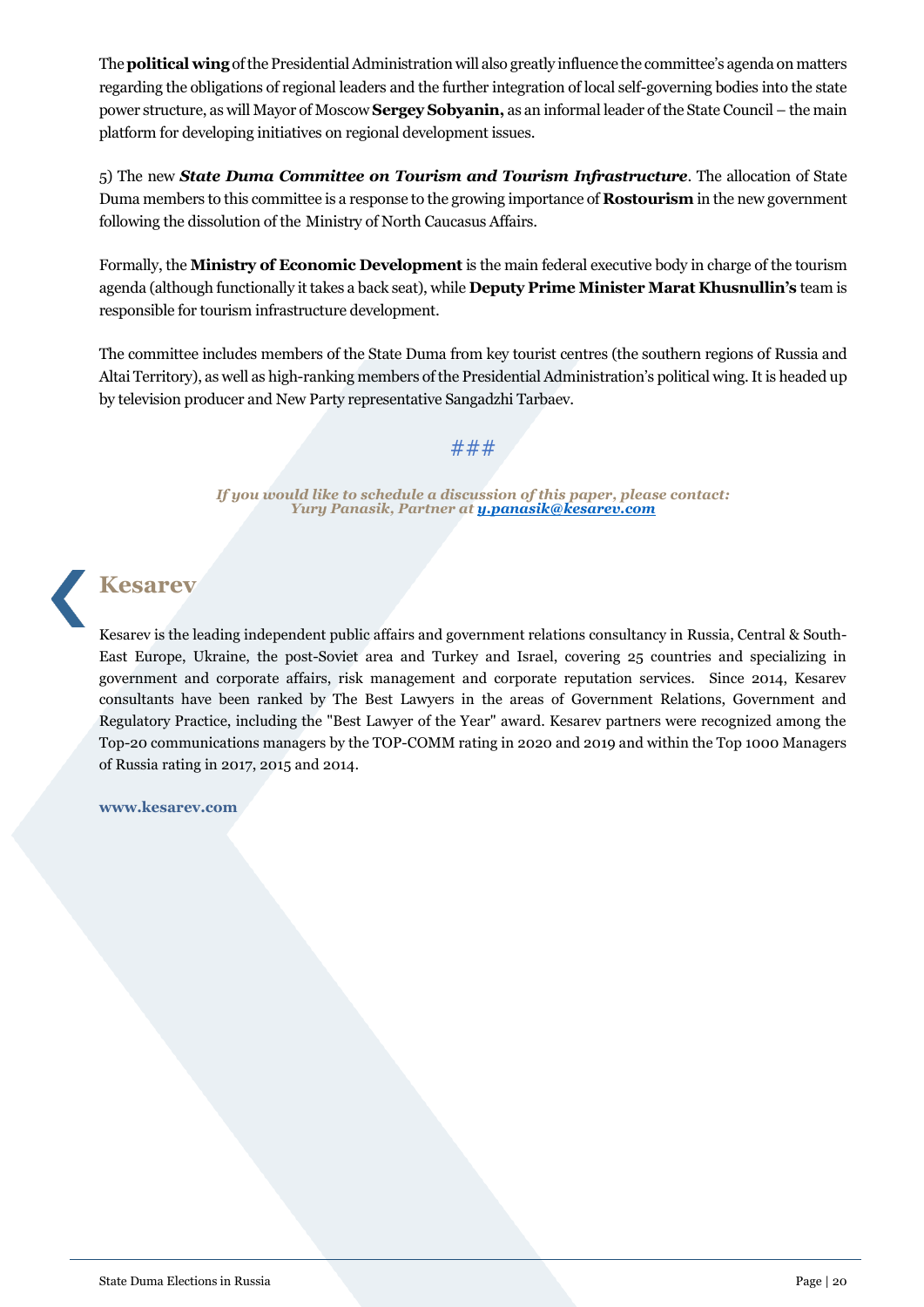The **political wing** of the Presidential Administration will also greatly influence the committee's agenda on matters regarding the obligations of regional leaders and the further integration of local self-governing bodies into the state power structure, as will Mayor of Moscow **Sergey Sobyanin,** as an informal leader of the State Council – the main platform for developing initiatives on regional development issues.

5) The new ***State Duma Committee on Tourism and Tourism Infrastructure***. The allocation of State Duma members to this committee is a response to the growing importance of **Rostourism** in the new government following the dissolution of the Ministry of North Caucasus Affairs.

Formally, the **Ministry of Economic Development** is the main federal executive body in charge of the tourism agenda (although functionally it takes a back seat), while **Deputy Prime Minister Marat Khusnullin's** team is responsible for tourism infrastructure development.

The committee includes members of the State Duma from key tourist centres (the southern regions of Russia and Altai Territory), as well as high-ranking members of the Presidential Administration's political wing. It is headed up by television producer and New Party representative Sangadzhi Tarbaev.

###

***If you would like to schedule a discussion of this paper, please contact:***
***Yury Panasik, Partner at y.panasik@kesarev.com***

## Kesarev

Kesarev is the leading independent public affairs and government relations consultancy in Russia, Central & South-East Europe, Ukraine, the post-Soviet area and Turkey and Israel, covering 25 countries and specializing in government and corporate affairs, risk management and corporate reputation services. Since 2014, Kesarev consultants have been ranked by The Best Lawyers in the areas of Government Relations, Government and Regulatory Practice, including the "Best Lawyer of the Year" award. Kesarev partners were recognized among the Top-20 communications managers by the TOP-COMM rating in 2020 and 2019 and within the Top 1000 Managers of Russia rating in 2017, 2015 and 2014.

**www.kesarev.com**